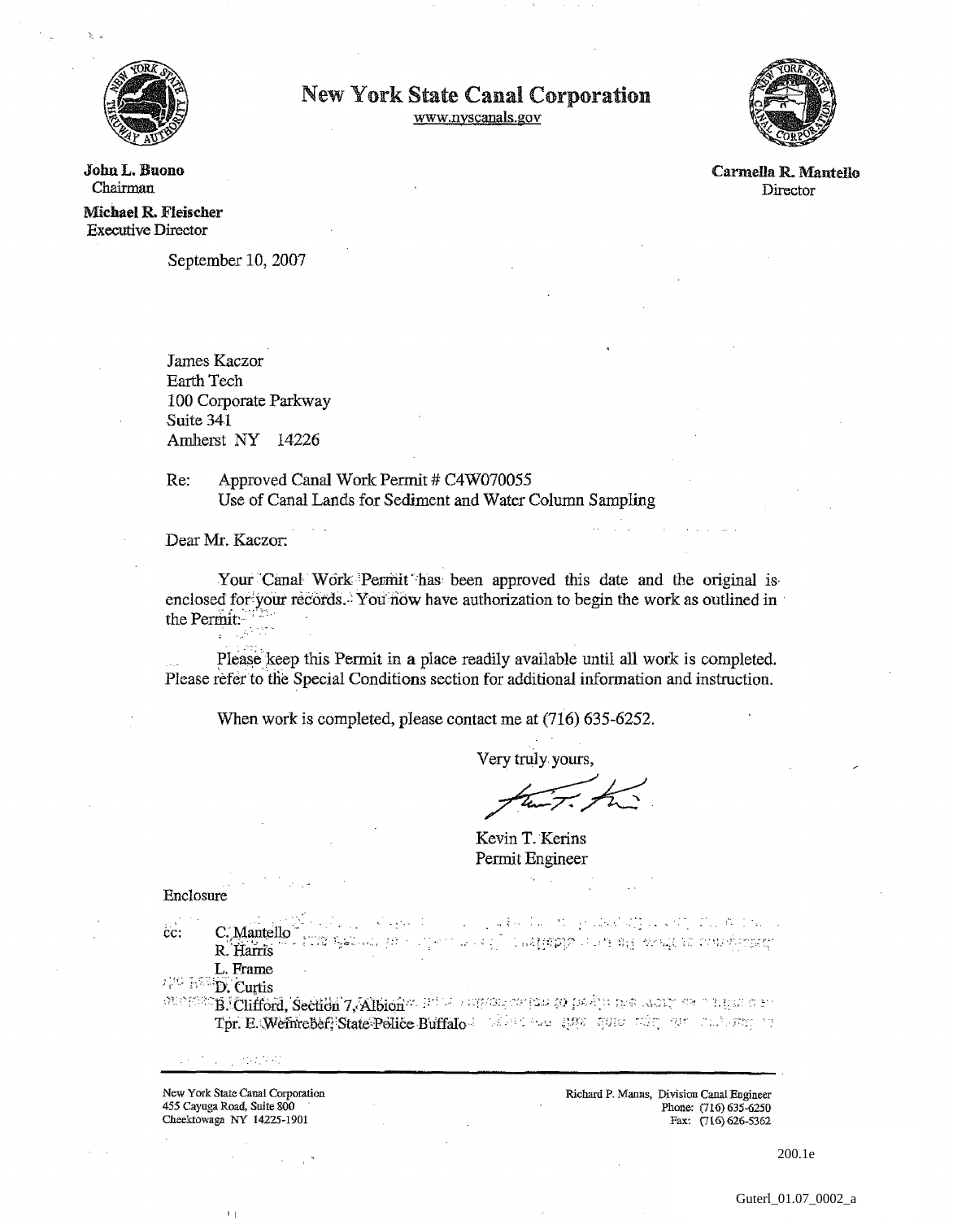# New York State Canal Corporation

www.nyscanals.gov

**John L. Buono**
Chairman

**Michael R. Fleischer**
Executive Director

**Carmella R. Mantello**
Director

September 10, 2007

James Kaczor
Earth Tech
100 Corporate Parkway
Suite 341
Amherst NY 14226

Re: Approved Canal Work Permit # C4W070055
Use of Canal Lands for Sediment and Water Column Sampling

Dear Mr. Kaczor:

Your Canal Work Permit has been approved this date and the original is enclosed for your records. You now have authorization to begin the work as outlined in the Permit.

Please keep this Permit in a place readily available until all work is completed. Please refer to the Special Conditions section for additional information and instruction.

When work is completed, please contact me at (716) 635-6252.

Very truly yours,

Kevin T. Kerins
Permit Engineer

Enclosure

cc: C. Mantello
R. Harris
L. Frame
D. Curtis
B. Clifford, Section 7, Albion
Tpr. E. Wehrreber, State Police Buffalo

---

New York State Canal Corporation
455 Cayuga Road, Suite 800
Cheektowaga NY 14225-1901

Richard P. Manns, Division Canal Engineer
Phone: (716) 635-6250
Fax: (716) 626-5362

200.1e

Guterl_01.07_0002_a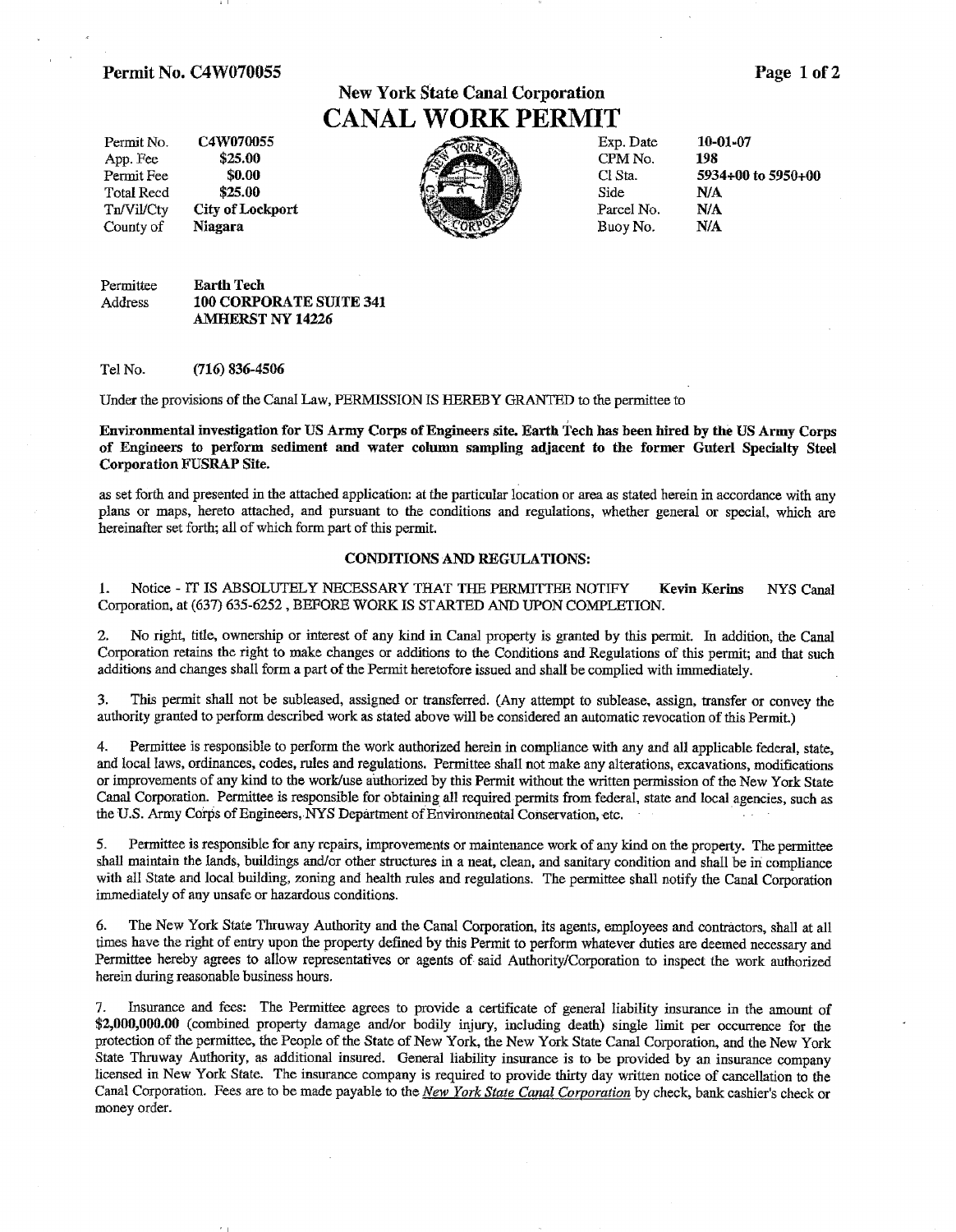Permit No. C4W070055

## New York State Canal Corporation

# CANAL WORK PERMIT

| | | | |
|---|---|---|---|
| Permit No. | C4W070055 | Exp. Date | 10-01-07 |
| App. Fee | $25.00 | CPM No. | 198 |
| Permit Fee | $0.00 | Cl Sta. | 5934+00 to 5950+00 |
| Total Recd | $25.00 | Side | N/A |
| Tn/Vil/Cty | City of Lockport | Parcel No. | N/A |
| County of | Niagara | Buoy No. | N/A |

Permittee **Earth Tech**
Address **100 CORPORATE SUITE 341**
**AMHERST NY 14226**

Tel No. **(716) 836-4506**

Under the provisions of the Canal Law, PERMISSION IS HEREBY GRANTED to the permittee to

**Environmental investigation for US Army Corps of Engineers site. Earth Tech has been hired by the US Army Corps of Engineers to perform sediment and water column sampling adjacent to the former Guterl Specialty Steel Corporation FUSRAP Site.**

as set forth and presented in the attached application: at the particular location or area as stated herein in accordance with any plans or maps, hereto attached, and pursuant to the conditions and regulations, whether general or special, which are hereinafter set forth; all of which form part of this permit.

### CONDITIONS AND REGULATIONS:

1. Notice - IT IS ABSOLUTELY NECESSARY THAT THE PERMITTEE NOTIFY **Kevin Kerins** NYS Canal Corporation, at (637) 635-6252 , BEFORE WORK IS STARTED AND UPON COMPLETION.

2. No right, title, ownership or interest of any kind in Canal property is granted by this permit. In addition, the Canal Corporation retains the right to make changes or additions to the Conditions and Regulations of this permit; and that such additions and changes shall form a part of the Permit heretofore issued and shall be complied with immediately.

3. This permit shall not be subleased, assigned or transferred. (Any attempt to sublease, assign, transfer or convey the authority granted to perform described work as stated above will be considered an automatic revocation of this Permit.)

4. Permittee is responsible to perform the work authorized herein in compliance with any and all applicable federal, state, and local laws, ordinances, codes, rules and regulations. Permittee shall not make any alterations, excavations, modifications or improvements of any kind to the work/use authorized by this Permit without the written permission of the New York State Canal Corporation. Permittee is responsible for obtaining all required permits from federal, state and local agencies, such as the U.S. Army Corps of Engineers, NYS Department of Environmental Conservation, etc.

5. Permittee is responsible for any repairs, improvements or maintenance work of any kind on the property. The permittee shall maintain the lands, buildings and/or other structures in a neat, clean, and sanitary condition and shall be in compliance with all State and local building, zoning and health rules and regulations. The permittee shall notify the Canal Corporation immediately of any unsafe or hazardous conditions.

6. The New York State Thruway Authority and the Canal Corporation, its agents, employees and contractors, shall at all times have the right of entry upon the property defined by this Permit to perform whatever duties are deemed necessary and Permittee hereby agrees to allow representatives or agents of said Authority/Corporation to inspect the work authorized herein during reasonable business hours.

7. Insurance and fees: The Permittee agrees to provide a certificate of general liability insurance in the amount of **$2,000,000.00** (combined property damage and/or bodily injury, including death) single limit per occurrence for the protection of the permittee, the People of the State of New York, the New York State Canal Corporation, and the New York State Thruway Authority, as additional insured. General liability insurance is to be provided by an insurance company licensed in New York State. The insurance company is required to provide thirty day written notice of cancellation to the Canal Corporation. Fees are to be made payable to the *New York State Canal Corporation* by check, bank cashier's check or money order.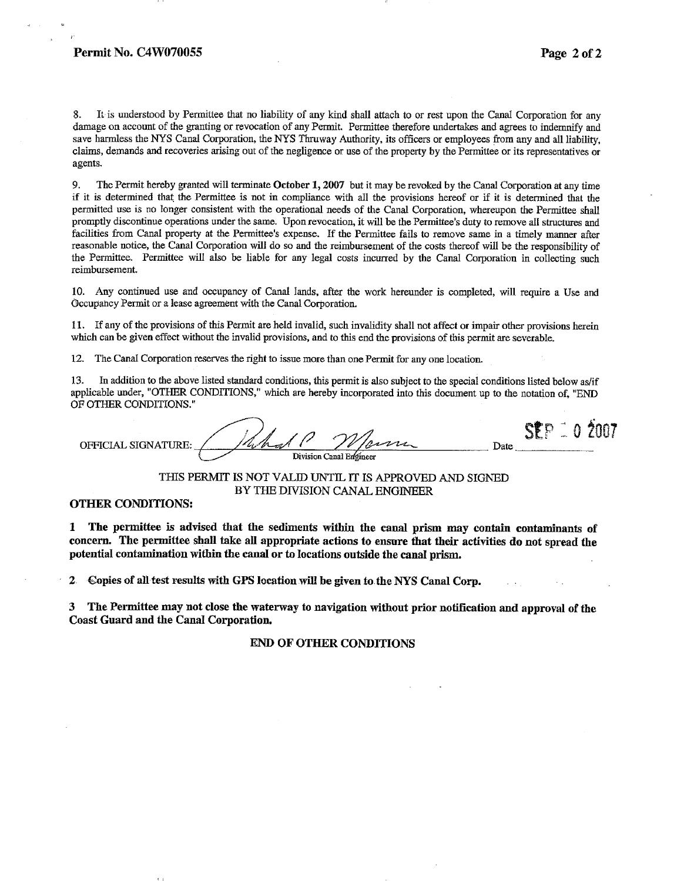8. It is understood by Permittee that no liability of any kind shall attach to or rest upon the Canal Corporation for any damage on account of the granting or revocation of any Permit. Permittee therefore undertakes and agrees to indemnify and save harmless the NYS Canal Corporation, the NYS Thruway Authority, its officers or employees from any and all liability, claims, demands and recoveries arising out of the negligence or use of the property by the Permittee or its representatives or agents.

9. The Permit hereby granted will terminate **October 1, 2007** but it may be revoked by the Canal Corporation at any time if it is determined that the Permittee is not in compliance with all the provisions hereof or if it is determined that the permitted use is no longer consistent with the operational needs of the Canal Corporation, whereupon the Permittee shall promptly discontinue operations under the same. Upon revocation, it will be the Permittee's duty to remove all structures and facilities from Canal property at the Permittee's expense. If the Permittee fails to remove same in a timely manner after reasonable notice, the Canal Corporation will do so and the reimbursement of the costs thereof will be the responsibility of the Permittee. Permittee will also be liable for any legal costs incurred by the Canal Corporation in collecting such reimbursement.

10. Any continued use and occupancy of Canal lands, after the work hereunder is completed, will require a Use and Occupancy Permit or a lease agreement with the Canal Corporation.

11. If any of the provisions of this Permit are held invalid, such invalidity shall not affect or impair other provisions herein which can be given effect without the invalid provisions, and to this end the provisions of this permit are severable.

12. The Canal Corporation reserves the right to issue more than one Permit for any one location.

13. In addition to the above listed standard conditions, this permit is also subject to the special conditions listed below as/if applicable under, "OTHER CONDITIONS," which are hereby incorporated into this document up to the notation of, "END OF OTHER CONDITIONS."

OFFICIAL SIGNATURE: [signature] Date SEP 10 2007

Division Canal Engineer

THIS PERMIT IS NOT VALID UNTIL IT IS APPROVED AND SIGNED BY THE DIVISION CANAL ENGINEER

**OTHER CONDITIONS:**

**1 The permittee is advised that the sediments within the canal prism may contain contaminants of concern. The permittee shall take all appropriate actions to ensure that their activities do not spread the potential contamination within the canal or to locations outside the canal prism.**

**2 Copies of all test results with GPS location will be given to the NYS Canal Corp.**

**3 The Permittee may not close the waterway to navigation without prior notification and approval of the Coast Guard and the Canal Corporation.**

**END OF OTHER CONDITIONS**